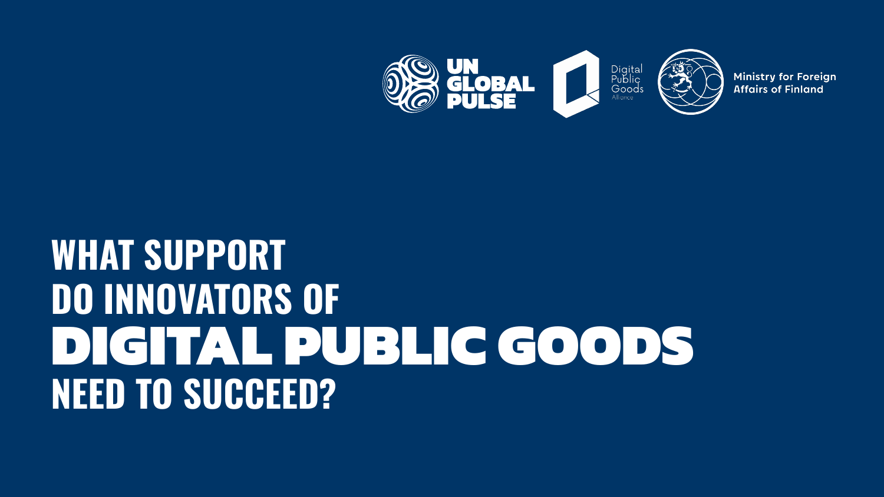UN GLOBAL PULSE

Digital Public Goods Alliance

Ministry for Foreign Affairs of Finland

# WHAT SUPPORT DO INNOVATORS OF DIGITAL PUBLIC GOODS NEED TO SUCCEED?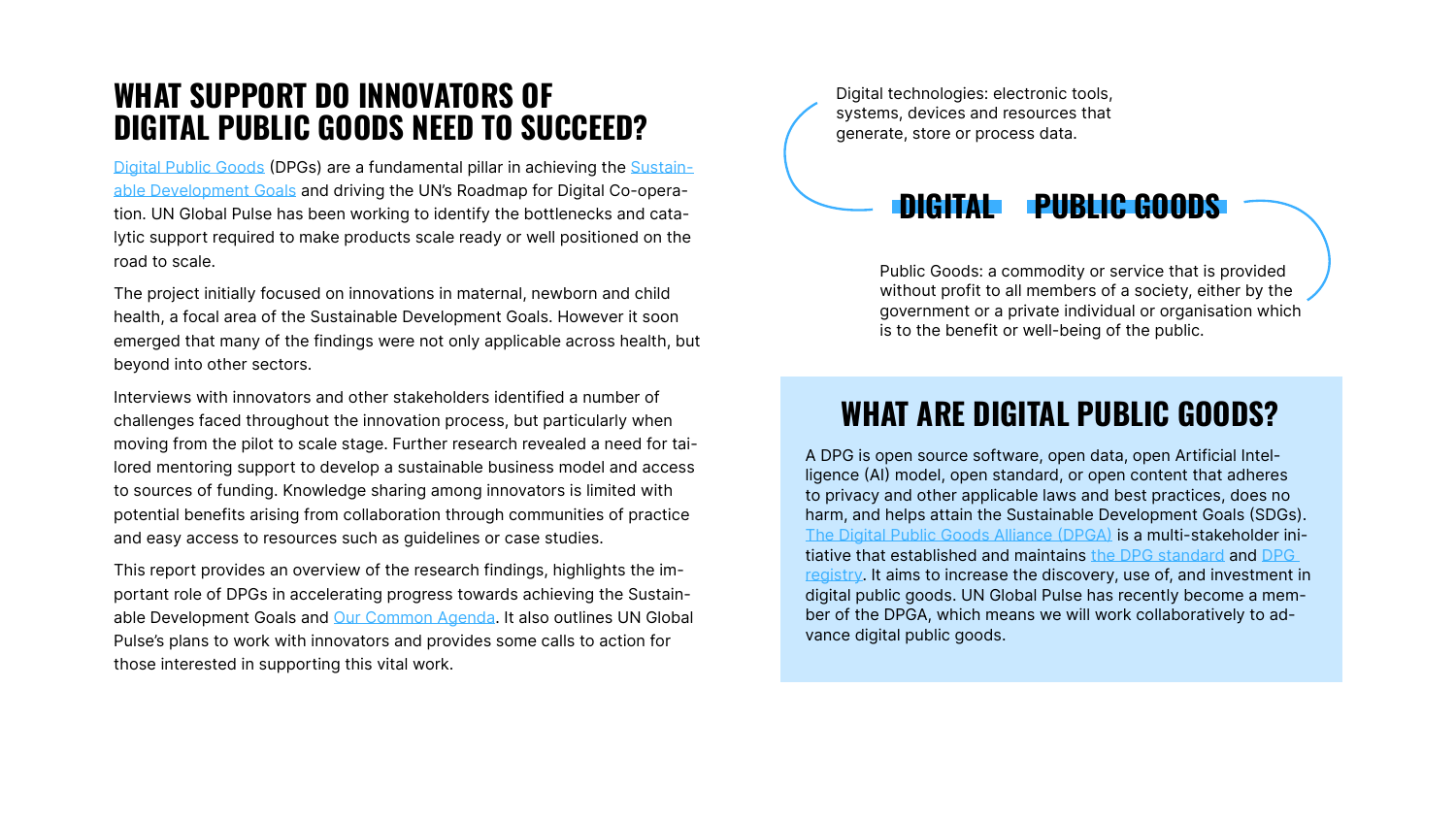# WHAT SUPPORT DO INNOVATORS OF DIGITAL PUBLIC GOODS NEED TO SUCCEED?

Digital Public Goods (DPGs) are a fundamental pillar in achieving the Sustainable Development Goals and driving the UN's Roadmap for Digital Co-operation. UN Global Pulse has been working to identify the bottlenecks and catalytic support required to make products scale ready or well positioned on the road to scale.

The project initially focused on innovations in maternal, newborn and child health, a focal area of the Sustainable Development Goals. However it soon emerged that many of the findings were not only applicable across health, but beyond into other sectors.

Interviews with innovators and other stakeholders identified a number of challenges faced throughout the innovation process, but particularly when moving from the pilot to scale stage. Further research revealed a need for tailored mentoring support to develop a sustainable business model and access to sources of funding. Knowledge sharing among innovators is limited with potential benefits arising from collaboration through communities of practice and easy access to resources such as guidelines or case studies.

This report provides an overview of the research findings, highlights the important role of DPGs in accelerating progress towards achieving the Sustainable Development Goals and Our Common Agenda. It also outlines UN Global Pulse's plans to work with innovators and provides some calls to action for those interested in supporting this vital work.

Digital technologies: electronic tools, systems, devices and resources that generate, store or process data.

**DIGITAL PUBLIC GOODS**

Public Goods: a commodity or service that is provided without profit to all members of a society, either by the government or a private individual or organisation which is to the benefit or well-being of the public.

## WHAT ARE DIGITAL PUBLIC GOODS?

A DPG is open source software, open data, open Artificial Intelligence (AI) model, open standard, or open content that adheres to privacy and other applicable laws and best practices, does no harm, and helps attain the Sustainable Development Goals (SDGs). The Digital Public Goods Alliance (DPGA) is a multi-stakeholder initiative that established and maintains the DPG standard and DPG registry. It aims to increase the discovery, use of, and investment in digital public goods. UN Global Pulse has recently become a member of the DPGA, which means we will work collaboratively to advance digital public goods.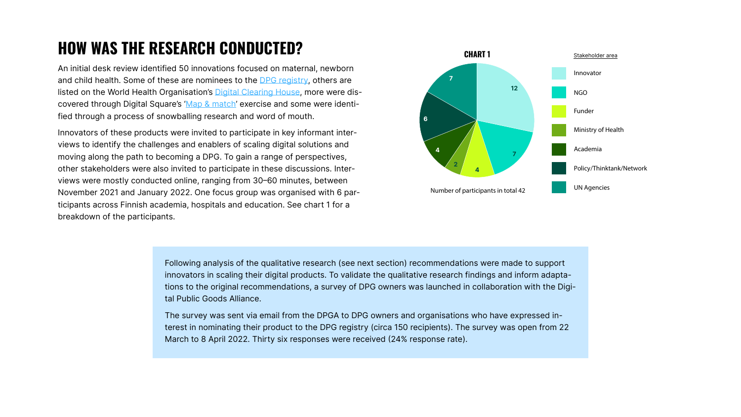# HOW WAS THE RESEARCH CONDUCTED?

An initial desk review identified 50 innovations focused on maternal, newborn and child health. Some of these are nominees to the DPG registry, others are listed on the World Health Organisation's Digital Clearing House, more were discovered through Digital Square's 'Map & match' exercise and some were identified through a process of snowballing research and word of mouth.

Innovators of these products were invited to participate in key informant interviews to identify the challenges and enablers of scaling digital solutions and moving along the path to becoming a DPG. To gain a range of perspectives, other stakeholders were also invited to participate in these discussions. Interviews were mostly conducted online, ranging from 30–60 minutes, between November 2021 and January 2022. One focus group was organised with 6 participants across Finnish academia, hospitals and education. See chart 1 for a breakdown of the participants.

**CHART 1**

| Stakeholder area | Number of participants |
|---|---|
| Innovator | 12 |
| NGO | 7 |
| Funder | 4 |
| Ministry of Health | 2 |
| Academia | 4 |
| Policy/Thinktank/Network | 6 |
| UN Agencies | 7 |

Number of participants in total 42

Following analysis of the qualitative research (see next section) recommendations were made to support innovators in scaling their digital products. To validate the qualitative research findings and inform adaptations to the original recommendations, a survey of DPG owners was launched in collaboration with the Digital Public Goods Alliance.

The survey was sent via email from the DPGA to DPG owners and organisations who have expressed interest in nominating their product to the DPG registry (circa 150 recipients). The survey was open from 22 March to 8 April 2022. Thirty six responses were received (24% response rate).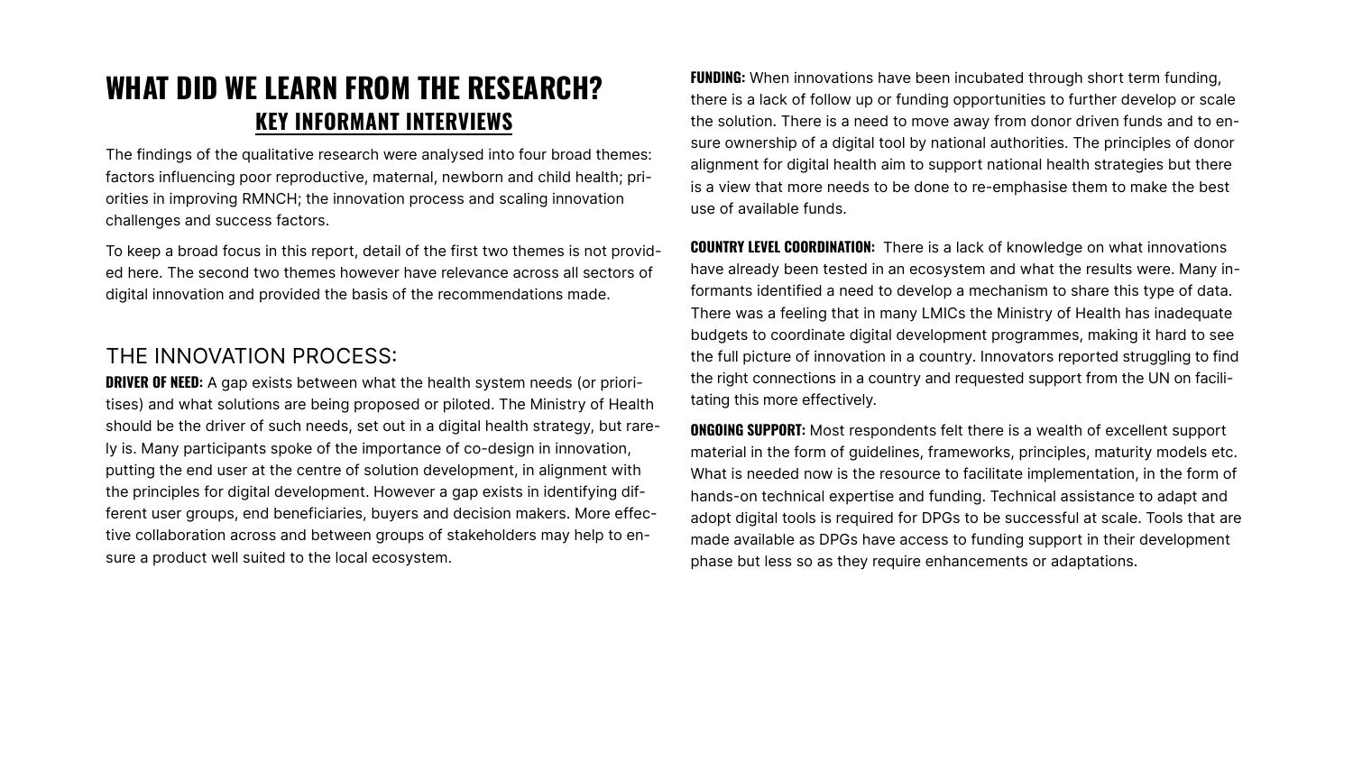# WHAT DID WE LEARN FROM THE RESEARCH?

## KEY INFORMANT INTERVIEWS

The findings of the qualitative research were analysed into four broad themes: factors influencing poor reproductive, maternal, newborn and child health; priorities in improving RMNCH; the innovation process and scaling innovation challenges and success factors.

To keep a broad focus in this report, detail of the first two themes is not provided here. The second two themes however have relevance across all sectors of digital innovation and provided the basis of the recommendations made.

### THE INNOVATION PROCESS:

**DRIVER OF NEED:** A gap exists between what the health system needs (or priorities) and what solutions are being proposed or piloted. The Ministry of Health should be the driver of such needs, set out in a digital health strategy, but rarely is. Many participants spoke of the importance of co-design in innovation, putting the end user at the centre of solution development, in alignment with the principles for digital development. However a gap exists in identifying different user groups, end beneficiaries, buyers and decision makers. More effective collaboration across and between groups of stakeholders may help to ensure a product well suited to the local ecosystem.

**FUNDING:** When innovations have been incubated through short term funding, there is a lack of follow up or funding opportunities to further develop or scale the solution. There is a need to move away from donor driven funds and to ensure ownership of a digital tool by national authorities. The principles of donor alignment for digital health aim to support national health strategies but there is a view that more needs to be done to re-emphasise them to make the best use of available funds.

**COUNTRY LEVEL COORDINATION:** There is a lack of knowledge on what innovations have already been tested in an ecosystem and what the results were. Many informants identified a need to develop a mechanism to share this type of data. There was a feeling that in many LMICs the Ministry of Health has inadequate budgets to coordinate digital development programmes, making it hard to see the full picture of innovation in a country. Innovators reported struggling to find the right connections in a country and requested support from the UN on facilitating this more effectively.

**ONGOING SUPPORT:** Most respondents felt there is a wealth of excellent support material in the form of guidelines, frameworks, principles, maturity models etc. What is needed now is the resource to facilitate implementation, in the form of hands-on technical expertise and funding. Technical assistance to adapt and adopt digital tools is required for DPGs to be successful at scale. Tools that are made available as DPGs have access to funding support in their development phase but less so as they require enhancements or adaptations.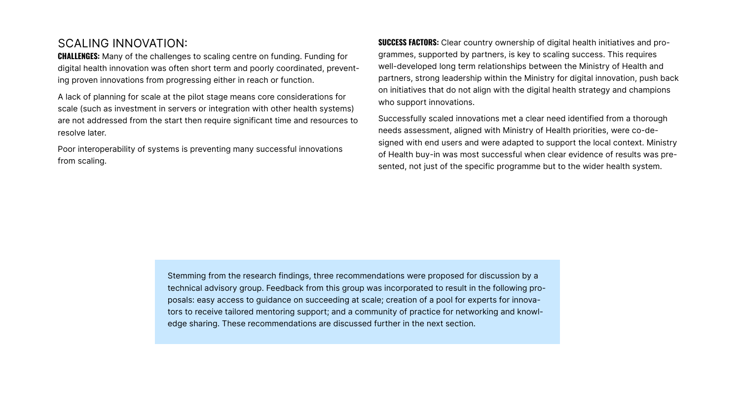## SCALING INNOVATION:

**CHALLENGES:** Many of the challenges to scaling centre on funding. Funding for digital health innovation was often short term and poorly coordinated, preventing proven innovations from progressing either in reach or function.

A lack of planning for scale at the pilot stage means core considerations for scale (such as investment in servers or integration with other health systems) are not addressed from the start then require significant time and resources to resolve later.

Poor interoperability of systems is preventing many successful innovations from scaling.

**SUCCESS FACTORS:** Clear country ownership of digital health initiatives and programmes, supported by partners, is key to scaling success. This requires well-developed long term relationships between the Ministry of Health and partners, strong leadership within the Ministry for digital innovation, push back on initiatives that do not align with the digital health strategy and champions who support innovations.

Successfully scaled innovations met a clear need identified from a thorough needs assessment, aligned with Ministry of Health priorities, were co-designed with end users and were adapted to support the local context. Ministry of Health buy-in was most successful when clear evidence of results was presented, not just of the specific programme but to the wider health system.

Stemming from the research findings, three recommendations were proposed for discussion by a technical advisory group. Feedback from this group was incorporated to result in the following proposals: easy access to guidance on succeeding at scale; creation of a pool for experts for innovators to receive tailored mentoring support; and a community of practice for networking and knowledge sharing. These recommendations are discussed further in the next section.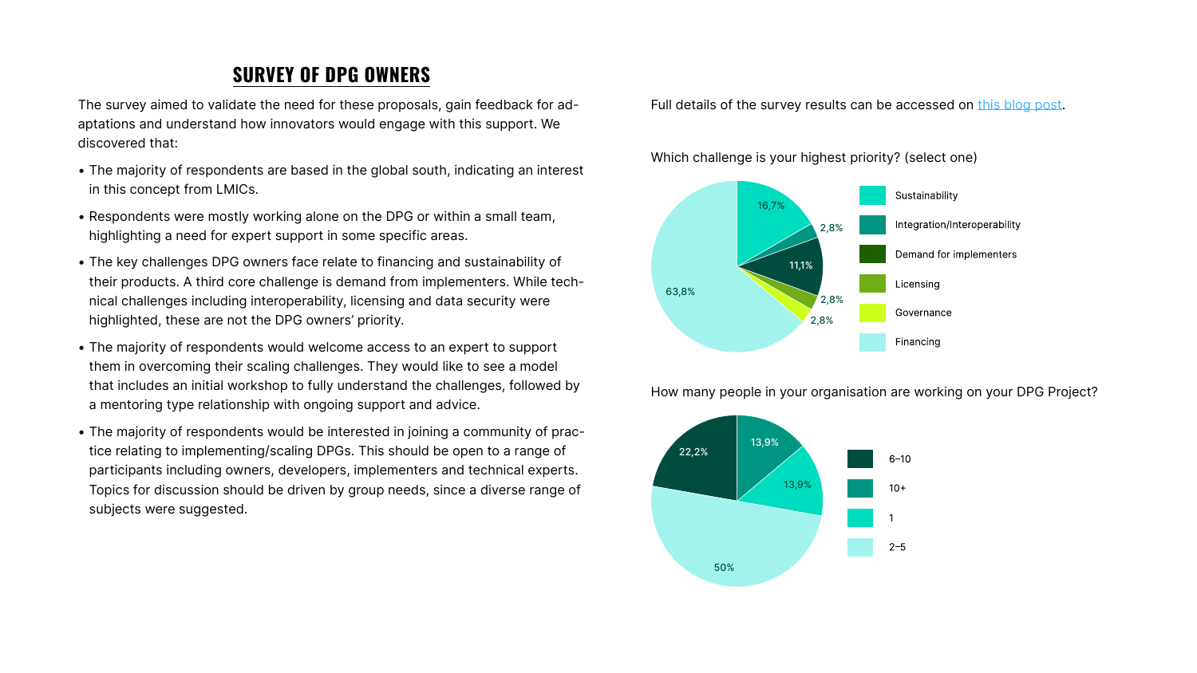## SURVEY OF DPG OWNERS

The survey aimed to validate the need for these proposals, gain feedback for adaptations and understand how innovators would engage with this support. We discovered that:

- The majority of respondents are based in the global south, indicating an interest in this concept from LMICs.
- Respondents were mostly working alone on the DPG or within a small team, highlighting a need for expert support in some specific areas.
- The key challenges DPG owners face relate to financing and sustainability of their products. A third core challenge is demand from implementers. While technical challenges including interoperability, licensing and data security were highlighted, these are not the DPG owners' priority.
- The majority of respondents would welcome access to an expert to support them in overcoming their scaling challenges. They would like to see a model that includes an initial workshop to fully understand the challenges, followed by a mentoring type relationship with ongoing support and advice.
- The majority of respondents would be interested in joining a community of practice relating to implementing/scaling DPGs. This should be open to a range of participants including owners, developers, implementers and technical experts. Topics for discussion should be driven by group needs, since a diverse range of subjects were suggested.

Full details of the survey results can be accessed on [this blog post](#).

Which challenge is your highest priority? (select one)

| Challenge | Share |
| --- | --- |
| Sustainability | 16,7% |
| Integration/Interoperability | 2,8% |
| Demand for implementers | 11,1% |
| Licensing | 2,8% |
| Governance | 2,8% |
| Financing | 63,8% |

How many people in your organisation are working on your DPG Project?

| Team size | Share |
| --- | --- |
| 6–10 | 22,2% |
| 10+ | 13,9% |
| 1 | 13,9% |
| 2–5 | 50% |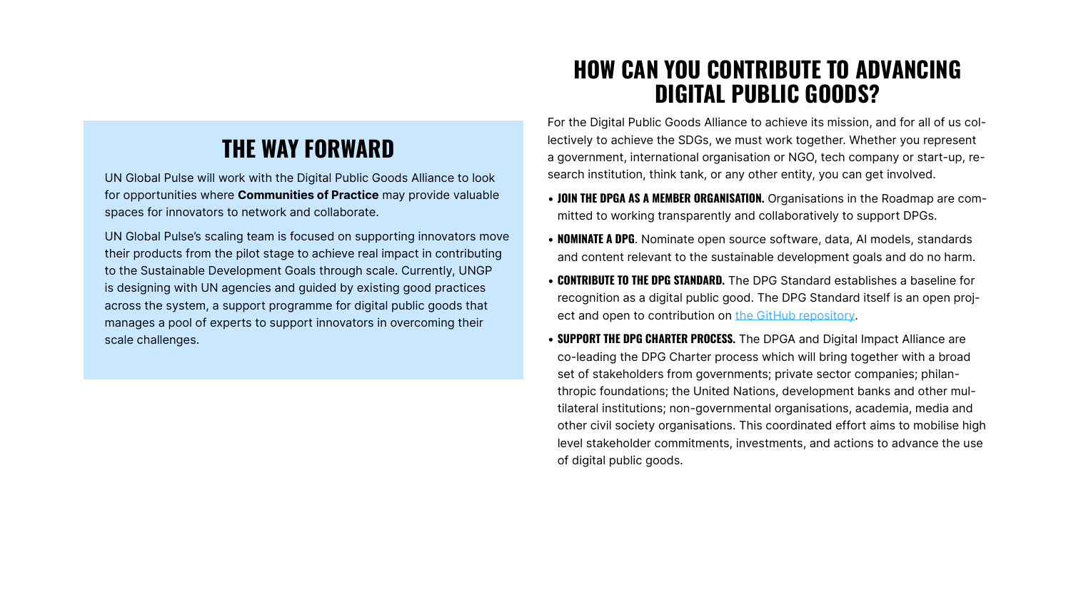## THE WAY FORWARD

UN Global Pulse will work with the Digital Public Goods Alliance to look for opportunities where **Communities of Practice** may provide valuable spaces for innovators to network and collaborate.

UN Global Pulse's scaling team is focused on supporting innovators move their products from the pilot stage to achieve real impact in contributing to the Sustainable Development Goals through scale. Currently, UNGP is designing with UN agencies and guided by existing good practices across the system, a support programme for digital public goods that manages a pool of experts to support innovators in overcoming their scale challenges.

## HOW CAN YOU CONTRIBUTE TO ADVANCING DIGITAL PUBLIC GOODS?

For the Digital Public Goods Alliance to achieve its mission, and for all of us collectively to achieve the SDGs, we must work together. Whether you represent a government, international organisation or NGO, tech company or start-up, research institution, think tank, or any other entity, you can get involved.

- **JOIN THE DPGA AS A MEMBER ORGANISATION.** Organisations in the Roadmap are committed to working transparently and collaboratively to support DPGs.
- **NOMINATE A DPG**. Nominate open source software, data, AI models, standards and content relevant to the sustainable development goals and do no harm.
- **CONTRIBUTE TO THE DPG STANDARD.** The DPG Standard establishes a baseline for recognition as a digital public good. The DPG Standard itself is an open project and open to contribution on the GitHub repository.
- **SUPPORT THE DPG CHARTER PROCESS.** The DPGA and Digital Impact Alliance are co-leading the DPG Charter process which will bring together with a broad set of stakeholders from governments; private sector companies; philanthropic foundations; the United Nations, development banks and other multilateral institutions; non-governmental organisations, academia, media and other civil society organisations. This coordinated effort aims to mobilise high level stakeholder commitments, investments, and actions to advance the use of digital public goods.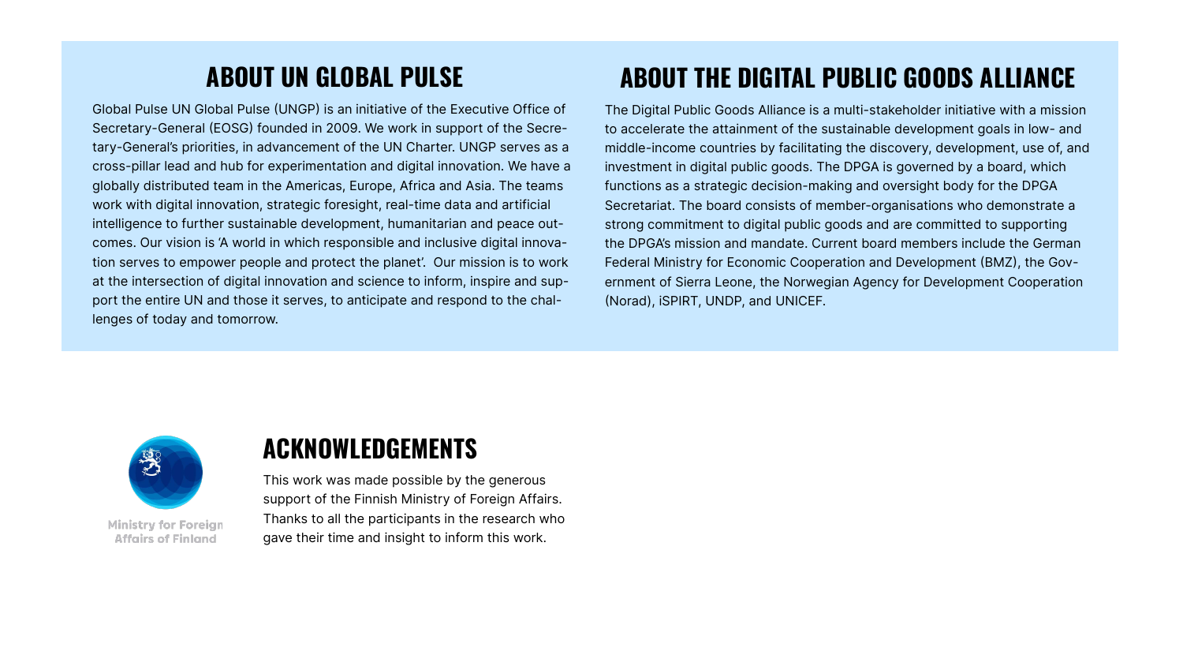## ABOUT UN GLOBAL PULSE

Global Pulse UN Global Pulse (UNGP) is an initiative of the Executive Office of Secretary-General (EOSG) founded in 2009. We work in support of the Secretary-General's priorities, in advancement of the UN Charter. UNGP serves as a cross-pillar lead and hub for experimentation and digital innovation. We have a globally distributed team in the Americas, Europe, Africa and Asia. The teams work with digital innovation, strategic foresight, real-time data and artificial intelligence to further sustainable development, humanitarian and peace outcomes. Our vision is 'A world in which responsible and inclusive digital innovation serves to empower people and protect the planet'. Our mission is to work at the intersection of digital innovation and science to inform, inspire and support the entire UN and those it serves, to anticipate and respond to the challenges of today and tomorrow.

## ABOUT THE DIGITAL PUBLIC GOODS ALLIANCE

The Digital Public Goods Alliance is a multi-stakeholder initiative with a mission to accelerate the attainment of the sustainable development goals in low- and middle-income countries by facilitating the discovery, development, use of, and investment in digital public goods. The DPGA is governed by a board, which functions as a strategic decision-making and oversight body for the DPGA Secretariat. The board consists of member-organisations who demonstrate a strong commitment to digital public goods and are committed to supporting the DPGA's mission and mandate. Current board members include the German Federal Ministry for Economic Cooperation and Development (BMZ), the Government of Sierra Leone, the Norwegian Agency for Development Cooperation (Norad), iSPIRT, UNDP, and UNICEF.

Ministry for Foreign Affairs of Finland

## ACKNOWLEDGEMENTS

This work was made possible by the generous support of the Finnish Ministry of Foreign Affairs. Thanks to all the participants in the research who gave their time and insight to inform this work.